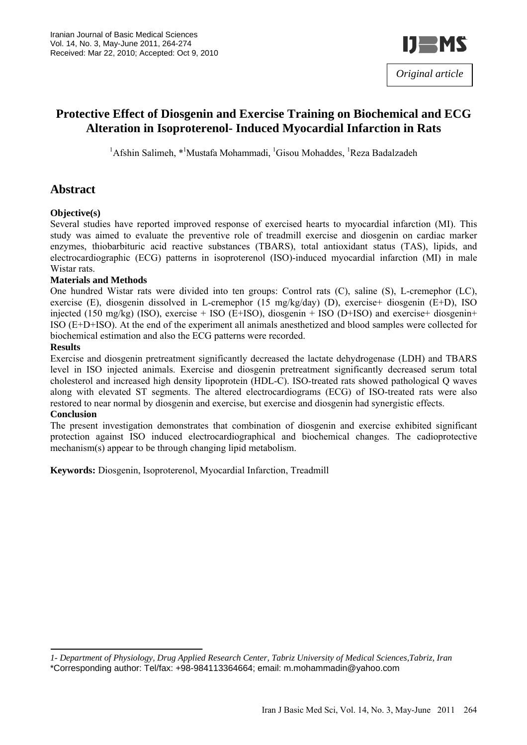*Original article*

# Protective Effect of Diosgenin and Exercise Training on Biochemical and ECG Alteration in Isoproterenol- Induced Myocardial Infarction in Rats

[1]Afshin Salimeh, *[1]Mustafa Mohammadi, [1]Gisou Mohaddes, [1]Reza Badalzadeh

## Abstract

### Objective(s)

Several studies have reported improved response of exercised hearts to myocardial infarction (MI). This study was aimed to evaluate the preventive role of treadmill exercise and diosgenin on cardiac marker enzymes, thiobarbituric acid reactive substances (TBARS), total antioxidant status (TAS), lipids, and electrocardiographic (ECG) patterns in isoproterenol (ISO)-induced myocardial infarction (MI) in male Wistar rats.

### Materials and Methods

One hundred Wistar rats were divided into ten groups: Control rats (C), saline (S), L-cremephor (LC), exercise (E), diosgenin dissolved in L-cremephor (15 mg/kg/day) (D), exercise+ diosgenin (E+D), ISO injected (150 mg/kg) (ISO), exercise + ISO (E+ISO), diosgenin + ISO (D+ISO) and exercise+ diosgenin+ ISO (E+D+ISO). At the end of the experiment all animals anesthetized and blood samples were collected for biochemical estimation and also the ECG patterns were recorded.

### Results

Exercise and diosgenin pretreatment significantly decreased the lactate dehydrogenase (LDH) and TBARS level in ISO injected animals. Exercise and diosgenin pretreatment significantly decreased serum total cholesterol and increased high density lipoprotein (HDL-C). ISO-treated rats showed pathological Q waves along with elevated ST segments. The altered electrocardiograms (ECG) of ISO-treated rats were also restored to near normal by diosgenin and exercise, but exercise and diosgenin had synergistic effects.

### Conclusion

The present investigation demonstrates that combination of diosgenin and exercise exhibited significant protection against ISO induced electrocardiographical and biochemical changes. The cadioprotective mechanism(s) appear to be through changing lipid metabolism.

**Keywords:** Diosgenin, Isoproterenol, Myocardial Infarction, Treadmill

---

*1- Department of Physiology, Drug Applied Research Center, Tabriz University of Medical Sciences,Tabriz, Iran*

*Corresponding author: Tel/fax: +98-984113364664; email: m.mohammadin@yahoo.com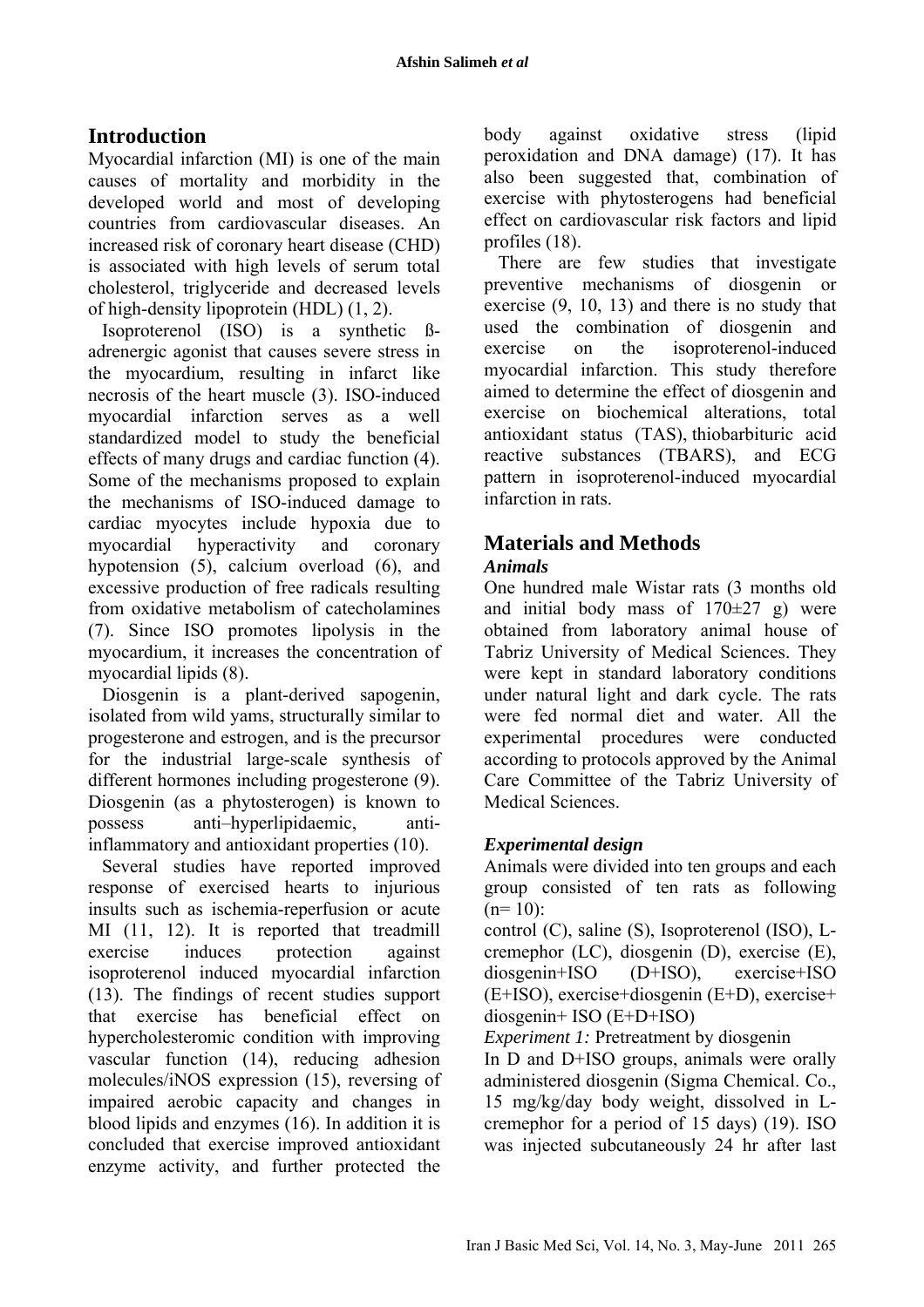## Introduction

Myocardial infarction (MI) is one of the main causes of mortality and morbidity in the developed world and most of developing countries from cardiovascular diseases. An increased risk of coronary heart disease (CHD) is associated with high levels of serum total cholesterol, triglyceride and decreased levels of high-density lipoprotein (HDL) (1, 2).

Isoproterenol (ISO) is a synthetic ß-adrenergic agonist that causes severe stress in the myocardium, resulting in infarct like necrosis of the heart muscle (3). ISO-induced myocardial infarction serves as a well standardized model to study the beneficial effects of many drugs and cardiac function (4). Some of the mechanisms proposed to explain the mechanisms of ISO-induced damage to cardiac myocytes include hypoxia due to myocardial hyperactivity and coronary hypotension (5), calcium overload (6), and excessive production of free radicals resulting from oxidative metabolism of catecholamines (7). Since ISO promotes lipolysis in the myocardium, it increases the concentration of myocardial lipids (8).

Diosgenin is a plant-derived sapogenin, isolated from wild yams, structurally similar to progesterone and estrogen, and is the precursor for the industrial large-scale synthesis of different hormones including progesterone (9). Diosgenin (as a phytosterogen) is known to possess anti–hyperlipidaemic, anti-inflammatory and antioxidant properties (10).

Several studies have reported improved response of exercised hearts to injurious insults such as ischemia-reperfusion or acute MI (11, 12). It is reported that treadmill exercise induces protection against isoproterenol induced myocardial infarction (13). The findings of recent studies support that exercise has beneficial effect on hypercholesteromic condition with improving vascular function (14), reducing adhesion molecules/iNOS expression (15), reversing of impaired aerobic capacity and changes in blood lipids and enzymes (16). In addition it is concluded that exercise improved antioxidant enzyme activity, and further protected the body against oxidative stress (lipid peroxidation and DNA damage) (17). It has also been suggested that, combination of exercise with phytosterogens had beneficial effect on cardiovascular risk factors and lipid profiles (18).

There are few studies that investigate preventive mechanisms of diosgenin or exercise (9, 10, 13) and there is no study that used the combination of diosgenin and exercise on the isoproterenol-induced myocardial infarction. This study therefore aimed to determine the effect of diosgenin and exercise on biochemical alterations, total antioxidant status (TAS), thiobarbituric acid reactive substances (TBARS), and ECG pattern in isoproterenol-induced myocardial infarction in rats.

## Materials and Methods

### *Animals*

One hundred male Wistar rats (3 months old and initial body mass of 170±27 g) were obtained from laboratory animal house of Tabriz University of Medical Sciences. They were kept in standard laboratory conditions under natural light and dark cycle. The rats were fed normal diet and water. All the experimental procedures were conducted according to protocols approved by the Animal Care Committee of the Tabriz University of Medical Sciences.

### *Experimental design*

Animals were divided into ten groups and each group consisted of ten rats as following (n= 10):

control (C), saline (S), Isoproterenol (ISO), L-cremephor (LC), diosgenin (D), exercise (E), diosgenin+ISO (D+ISO), exercise+ISO (E+ISO), exercise+diosgenin (E+D), exercise+ diosgenin+ ISO (E+D+ISO)

*Experiment 1:* Pretreatment by diosgenin

In D and D+ISO groups, animals were orally administered diosgenin (Sigma Chemical. Co., 15 mg/kg/day body weight, dissolved in L-cremephor for a period of 15 days) (19). ISO was injected subcutaneously 24 hr after last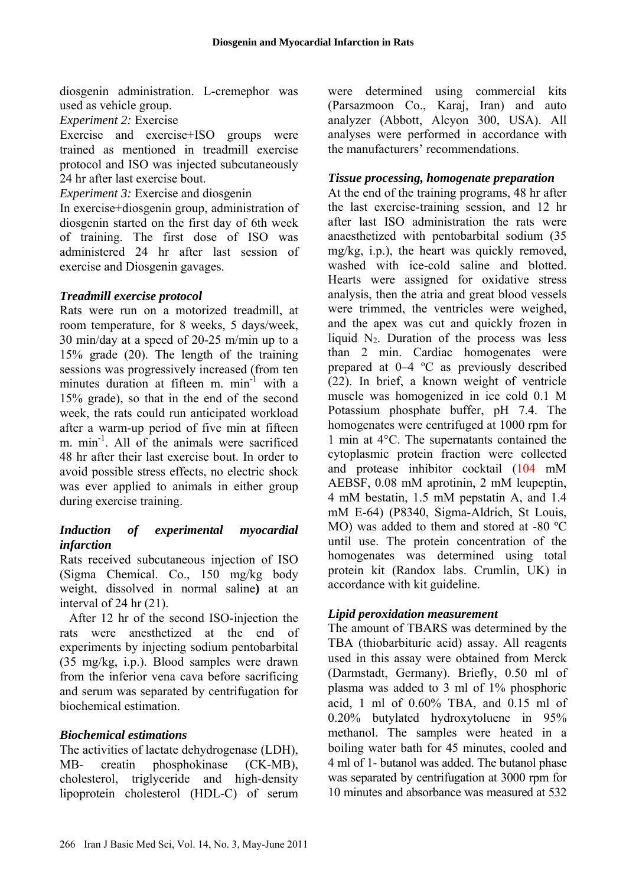diosgenin administration. L-cremephor was used as vehicle group.

*Experiment 2:* Exercise

Exercise and exercise+ISO groups were trained as mentioned in treadmill exercise protocol and ISO was injected subcutaneously 24 hr after last exercise bout.

*Experiment 3:* Exercise and diosgenin

In exercise+diosgenin group, administration of diosgenin started on the first day of 6th week of training. The first dose of ISO was administered 24 hr after last session of exercise and Diosgenin gavages.

### *Treadmill exercise protocol*

Rats were run on a motorized treadmill, at room temperature, for 8 weeks, 5 days/week, 30 min/day at a speed of 20-25 m/min up to a 15% grade (20). The length of the training sessions was progressively increased (from ten minutes duration at fifteen m. $min^{-1}$ with a 15% grade), so that in the end of the second week, the rats could run anticipated workload after a warm-up period of five min at fifteen m. $min^{-1}$. All of the animals were sacrificed 48 hr after their last exercise bout. In order to avoid possible stress effects, no electric shock was ever applied to animals in either group during exercise training.

### *Induction of experimental myocardial infarction*

Rats received subcutaneous injection of ISO (Sigma Chemical. Co., 150 mg/kg body weight, dissolved in normal saline) at an interval of 24 hr (21).

After 12 hr of the second ISO-injection the rats were anesthetized at the end of experiments by injecting sodium pentobarbital (35 mg/kg, i.p.). Blood samples were drawn from the inferior vena cava before sacrificing and serum was separated by centrifugation for biochemical estimation.

### *Biochemical estimations*

The activities of lactate dehydrogenase (LDH), MB- creatin phosphokinase (CK-MB), cholesterol, triglyceride and high-density lipoprotein cholesterol (HDL-C) of serum were determined using commercial kits (Parsazmoon Co., Karaj, Iran) and auto analyzer (Abbott, Alcyon 300, USA). All analyses were performed in accordance with the manufacturers' recommendations.

### *Tissue processing, homogenate preparation*

At the end of the training programs, 48 hr after the last exercise-training session, and 12 hr after last ISO administration the rats were anaesthetized with pentobarbital sodium (35 mg/kg, i.p.), the heart was quickly removed, washed with ice-cold saline and blotted. Hearts were assigned for oxidative stress analysis, then the atria and great blood vessels were trimmed, the ventricles were weighed, and the apex was cut and quickly frozen in liquid $N_2$. Duration of the process was less than 2 min. Cardiac homogenates were prepared at 0–4 ºC as previously described (22). In brief, a known weight of ventricle muscle was homogenized in ice cold 0.1 M Potassium phosphate buffer, pH 7.4. The homogenates were centrifuged at 1000 rpm for 1 min at 4°C. The supernatants contained the cytoplasmic protein fraction were collected and protease inhibitor cocktail (104 mM AEBSF, 0.08 mM aprotinin, 2 mM leupeptin, 4 mM bestatin, 1.5 mM pepstatin A, and 1.4 mM E-64) (P8340, Sigma-Aldrich, St Louis, MO) was added to them and stored at -80 ºC until use. The protein concentration of the homogenates was determined using total protein kit (Randox labs. Crumlin, UK) in accordance with kit guideline.

### *Lipid peroxidation measurement*

The amount of TBARS was determined by the TBA (thiobarbituric acid) assay. All reagents used in this assay were obtained from Merck (Darmstadt, Germany). Briefly, 0.50 ml of plasma was added to 3 ml of 1% phosphoric acid, 1 ml of 0.60% TBA, and 0.15 ml of 0.20% butylated hydroxytoluene in 95% methanol. The samples were heated in a boiling water bath for 45 minutes, cooled and 4 ml of 1- butanol was added. The butanol phase was separated by centrifugation at 3000 rpm for 10 minutes and absorbance was measured at 532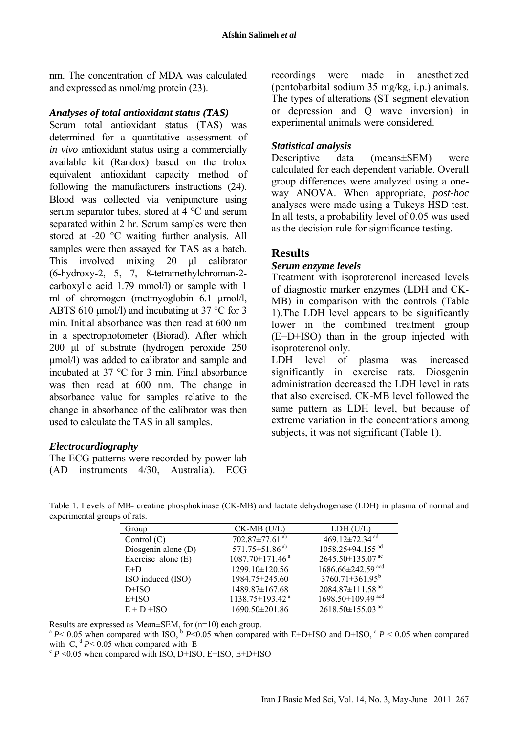nm. The concentration of MDA was calculated and expressed as nmol/mg protein (23).

### *Analyses of total antioxidant status (TAS)*

Serum total antioxidant status (TAS) was determined for a quantitative assessment of *in vivo* antioxidant status using a commercially available kit (Randox) based on the trolox equivalent antioxidant capacity method of following the manufacturers instructions (24). Blood was collected via venipuncture using serum separator tubes, stored at 4 °C and serum separated within 2 hr. Serum samples were then stored at -20 °C waiting further analysis. All samples were then assayed for TAS as a batch. This involved mixing 20 μl calibrator (6-hydroxy-2, 5, 7, 8-tetramethylchroman-2-carboxylic acid 1.79 mmol/l) or sample with 1 ml of chromogen (metmyoglobin 6.1 μmol/l, ABTS 610 μmol/l) and incubating at 37 °C for 3 min. Initial absorbance was then read at 600 nm in a spectrophotometer (Biorad). After which 200 μl of substrate (hydrogen peroxide 250 μmol/l) was added to calibrator and sample and incubated at 37 °C for 3 min. Final absorbance was then read at 600 nm. The change in absorbance value for samples relative to the change in absorbance of the calibrator was then used to calculate the TAS in all samples.

### *Electrocardiography*

The ECG patterns were recorded by power lab (AD instruments 4/30, Australia). ECG recordings were made in anesthetized (pentobarbital sodium 35 mg/kg, i.p.) animals. The types of alterations (ST segment elevation or depression and Q wave inversion) in experimental animals were considered.

### *Statistical analysis*

Descriptive data (means±SEM) were calculated for each dependent variable. Overall group differences were analyzed using a one-way ANOVA. When appropriate, *post-hoc* analyses were made using a Tukeys HSD test. In all tests, a probability level of 0.05 was used as the decision rule for significance testing.

## Results

### *Serum enzyme levels*

Treatment with isoproterenol increased levels of diagnostic marker enzymes (LDH and CK-MB) in comparison with the controls (Table 1).The LDH level appears to be significantly lower in the combined treatment group (E+D+ISO) than in the group injected with isoproterenol only.

LDH level of plasma was increased significantly in exercise rats. Diosgenin administration decreased the LDH level in rats that also exercised. CK-MB level followed the same pattern as LDH level, but because of extreme variation in the concentrations among subjects, it was not significant (Table 1).

Table 1. Levels of MB- creatine phosphokinase (CK-MB) and lactate dehydrogenase (LDH) in plasma of normal and experimental groups of rats.

| Group | CK-MB (U/L) | LDH (U/L) |
|---|---|---|
| Control (C) | 702.87±77.61 [ab] | 469.12±72.34 [ad] |
| Diosgenin alone (D) | 571.75±51.86 [ab] | 1058.25±94.155 [ad] |
| Exercise alone (E) | 1087.70±171.46 [a] | 2645.50±135.07 [ac] |
| E+D | 1299.10±120.56 | 1686.66±242.59 [acd] |
| ISO induced (ISO) | 1984.75±245.60 | 3760.71±361.95[b] |
| D+ISO | 1489.87±167.68 | 2084.87±111.58 [ac] |
| E+ISO | 1138.75±193.42 [a] | 1698.50±109.49 [acd] |
| E + D +ISO | 1690.50±201.86 | 2618.50±155.03 [ac] |

Results are expressed as Mean±SEM, for (n=10) each group.

[a] $P< 0.05$ when compared with ISO, [b] $P<0.05$ when compared with E+D+ISO and D+ISO, [c] $P < 0.05$ when compared with C, [d] $P< 0.05$ when compared with E

[e] $P <0.05$ when compared with ISO, D+ISO, E+ISO, E+D+ISO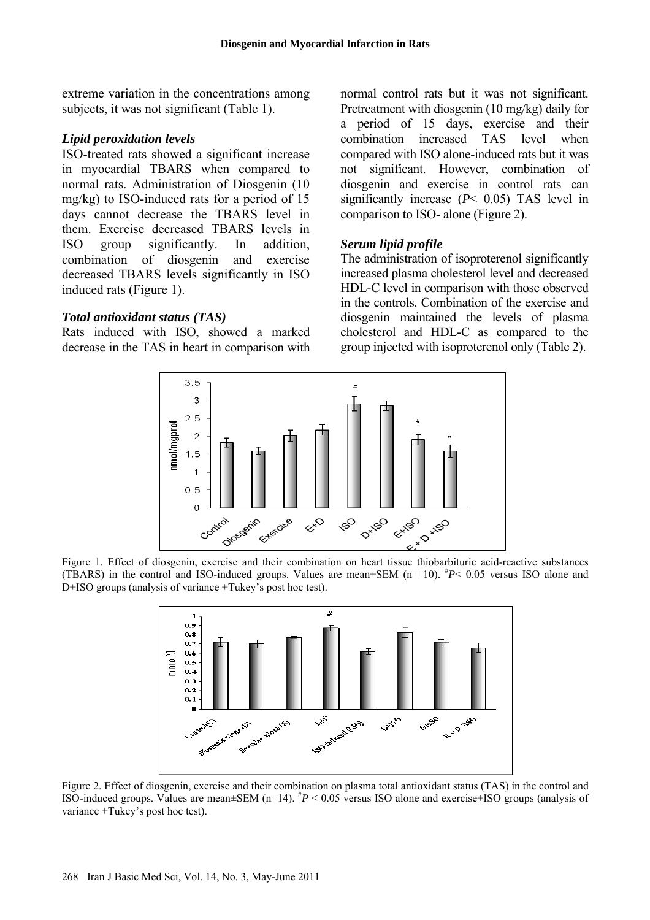extreme variation in the concentrations among subjects, it was not significant (Table 1).

### *Lipid peroxidation levels*

ISO-treated rats showed a significant increase in myocardial TBARS when compared to normal rats. Administration of Diosgenin (10 mg/kg) to ISO-induced rats for a period of 15 days cannot decrease the TBARS level in them. Exercise decreased TBARS levels in ISO group significantly. In addition, combination of diosgenin and exercise decreased TBARS levels significantly in ISO induced rats (Figure 1).

### *Total antioxidant status (TAS)*

Rats induced with ISO, showed a marked decrease in the TAS in heart in comparison with normal control rats but it was not significant. Pretreatment with diosgenin (10 mg/kg) daily for a period of 15 days, exercise and their combination increased TAS level when compared with ISO alone-induced rats but it was not significant. However, combination of diosgenin and exercise in control rats can significantly increase ($P< 0.05$) TAS level in comparison to ISO- alone (Figure 2).

### *Serum lipid profile*

The administration of isoproterenol significantly increased plasma cholesterol level and decreased HDL-C level in comparison with those observed in the controls. Combination of the exercise and diosgenin maintained the levels of plasma cholesterol and HDL-C as compared to the group injected with isoproterenol only (Table 2).

Figure 1. Effect of diosgenin, exercise and their combination on heart tissue thiobarbituric acid-reactive substances (TBARS) in the control and ISO-induced groups. Values are mean±SEM (n= 10). $^{\#}P< 0.05$ versus ISO alone and D+ISO groups (analysis of variance +Tukey's post hoc test).

Figure 2. Effect of diosgenin, exercise and their combination on plasma total antioxidant status (TAS) in the control and ISO-induced groups. Values are mean±SEM (n=14). $^{\#}P < 0.05$ versus ISO alone and exercise+ISO groups (analysis of variance +Tukey's post hoc test).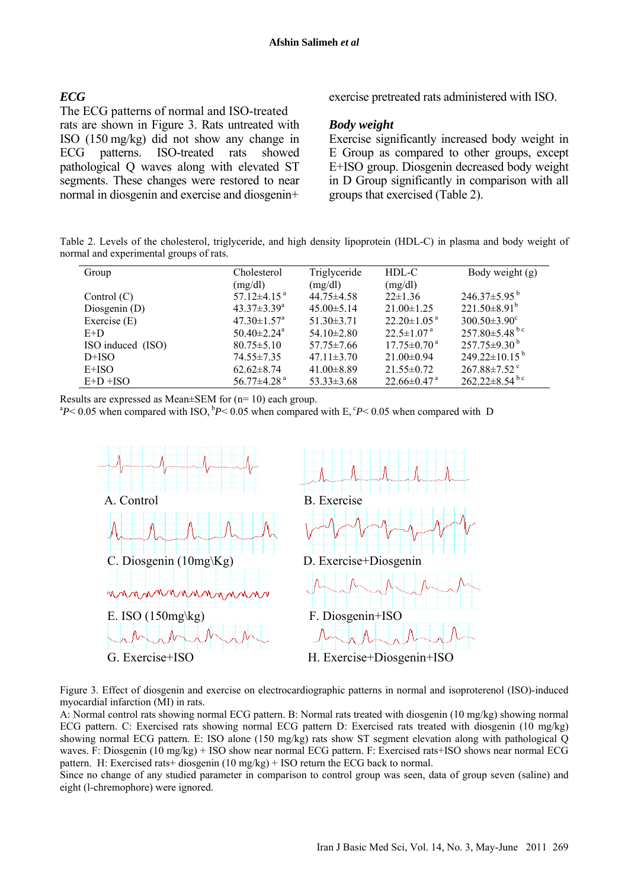### *ECG*

The ECG patterns of normal and ISO-treated rats are shown in Figure 3. Rats untreated with ISO (150 mg/kg) did not show any change in ECG patterns. ISO-treated rats showed pathological Q waves along with elevated ST segments. These changes were restored to near normal in diosgenin and exercise and diosgenin+ exercise pretreated rats administered with ISO.

### *Body weight*

Exercise significantly increased body weight in E Group as compared to other groups, except E+ISO group. Diosgenin decreased body weight in D Group significantly in comparison with all groups that exercised (Table 2).

Table 2. Levels of the cholesterol, triglyceride, and high density lipoprotein (HDL-C) in plasma and body weight of normal and experimental groups of rats.

| Group | Cholesterol (mg/dl) | Triglyceride (mg/dl) | HDL-C (mg/dl) | Body weight (g) |
|---|---|---|---|---|
| Control (C) | 57.12±4.15 [a] | 44.75±4.58 | 22±1.36 | 246.37±5.95 [b] |
| Diosgenin (D) | 43.37±3.39[a] | 45.00±5.14 | 21.00±1.25 | 221.50±8.91[b] |
| Exercise (E) | 47.30±1.57[a] | 51.30±3.71 | 22.20±1.05 [a] | 300.50±3.90[c] |
| E+D | 50.40±2.24[a] | 54.10±2.80 | 22.5±1.07 [a] | 257.80±5.48 [b c] |
| ISO induced (ISO) | 80.75±5.10 | 57.75±7.66 | 17.75±0.70 [a] | 257.75±9.30 [b] |
| D+ISO | 74.55±7.35 | 47.11±3.70 | 21.00±0.94 | 249.22±10.15 [b] |
| E+ISO | 62.62±8.74 | 41.00±8.89 | 21.55±0.72 | 267.88±7.52 [c] |
| E+D +ISO | 56.77±4.28 [a] | 53.33±3.68 | 22.66±0.47 [a] | 262.22±8.54 [b c] |

Results are expressed as Mean±SEM for (n= 10) each group.
[a]*P*< 0.05 when compared with ISO, [b]*P*< 0.05 when compared with E, [c]*P*< 0.05 when compared with D

A. Control B. Exercise C. Diosgenin (10mg\Kg) D. Exercise+Diosgenin E. ISO (150mg\kg) F. Diosgenin+ISO G. Exercise+ISO H. Exercise+Diosgenin+ISO

Figure 3. Effect of diosgenin and exercise on electrocardiographic patterns in normal and isoproterenol (ISO)-induced myocardial infarction (MI) in rats.
A: Normal control rats showing normal ECG pattern. B: Normal rats treated with diosgenin (10 mg/kg) showing normal ECG pattern. C: Exercised rats showing normal ECG pattern D: Exercised rats treated with diosgenin (10 mg/kg) showing normal ECG pattern. E: ISO alone (150 mg/kg) rats show ST segment elevation along with pathological Q waves. F: Diosgenin (10 mg/kg) + ISO show near normal ECG pattern. F: Exercised rats+ISO shows near normal ECG pattern. H: Exercised rats+ diosgenin (10 mg/kg) + ISO return the ECG back to normal.
Since no change of any studied parameter in comparison to control group was seen, data of group seven (saline) and eight (l-chremophore) were ignored.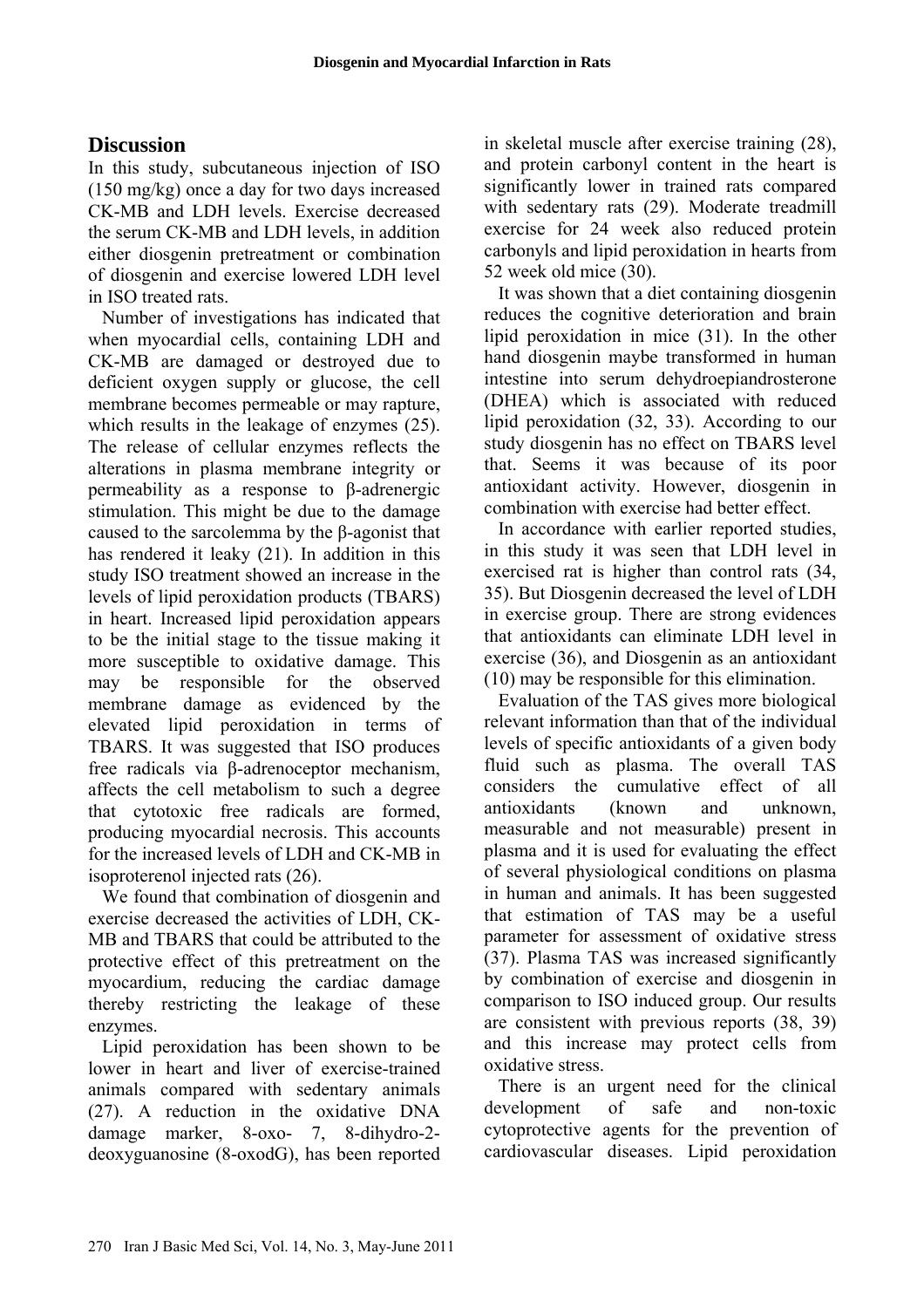## Discussion

In this study, subcutaneous injection of ISO (150 mg/kg) once a day for two days increased CK-MB and LDH levels. Exercise decreased the serum CK-MB and LDH levels, in addition either diosgenin pretreatment or combination of diosgenin and exercise lowered LDH level in ISO treated rats.

Number of investigations has indicated that when myocardial cells, containing LDH and CK-MB are damaged or destroyed due to deficient oxygen supply or glucose, the cell membrane becomes permeable or may rapture, which results in the leakage of enzymes (25). The release of cellular enzymes reflects the alterations in plasma membrane integrity or permeability as a response to β-adrenergic stimulation. This might be due to the damage caused to the sarcolemma by the β-agonist that has rendered it leaky (21). In addition in this study ISO treatment showed an increase in the levels of lipid peroxidation products (TBARS) in heart. Increased lipid peroxidation appears to be the initial stage to the tissue making it more susceptible to oxidative damage. This may be responsible for the observed membrane damage as evidenced by the elevated lipid peroxidation in terms of TBARS. It was suggested that ISO produces free radicals via β-adrenoceptor mechanism, affects the cell metabolism to such a degree that cytotoxic free radicals are formed, producing myocardial necrosis. This accounts for the increased levels of LDH and CK-MB in isoproterenol injected rats (26).

We found that combination of diosgenin and exercise decreased the activities of LDH, CK-MB and TBARS that could be attributed to the protective effect of this pretreatment on the myocardium, reducing the cardiac damage thereby restricting the leakage of these enzymes.

Lipid peroxidation has been shown to be lower in heart and liver of exercise-trained animals compared with sedentary animals (27). A reduction in the oxidative DNA damage marker, 8-oxo- 7, 8-dihydro-2-deoxyguanosine (8-oxodG), has been reported in skeletal muscle after exercise training (28), and protein carbonyl content in the heart is significantly lower in trained rats compared with sedentary rats (29). Moderate treadmill exercise for 24 week also reduced protein carbonyls and lipid peroxidation in hearts from 52 week old mice (30).

It was shown that a diet containing diosgenin reduces the cognitive deterioration and brain lipid peroxidation in mice (31). In the other hand diosgenin maybe transformed in human intestine into serum dehydroepiandrosterone (DHEA) which is associated with reduced lipid peroxidation (32, 33). According to our study diosgenin has no effect on TBARS level that. Seems it was because of its poor antioxidant activity. However, diosgenin in combination with exercise had better effect.

In accordance with earlier reported studies, in this study it was seen that LDH level in exercised rat is higher than control rats (34, 35). But Diosgenin decreased the level of LDH in exercise group. There are strong evidences that antioxidants can eliminate LDH level in exercise (36), and Diosgenin as an antioxidant (10) may be responsible for this elimination.

Evaluation of the TAS gives more biological relevant information than that of the individual levels of specific antioxidants of a given body fluid such as plasma. The overall TAS considers the cumulative effect of all antioxidants (known and unknown, measurable and not measurable) present in plasma and it is used for evaluating the effect of several physiological conditions on plasma in human and animals. It has been suggested that estimation of TAS may be a useful parameter for assessment of oxidative stress (37). Plasma TAS was increased significantly by combination of exercise and diosgenin in comparison to ISO induced group. Our results are consistent with previous reports (38, 39) and this increase may protect cells from oxidative stress.

There is an urgent need for the clinical development of safe and non-toxic cytoprotective agents for the prevention of cardiovascular diseases. Lipid peroxidation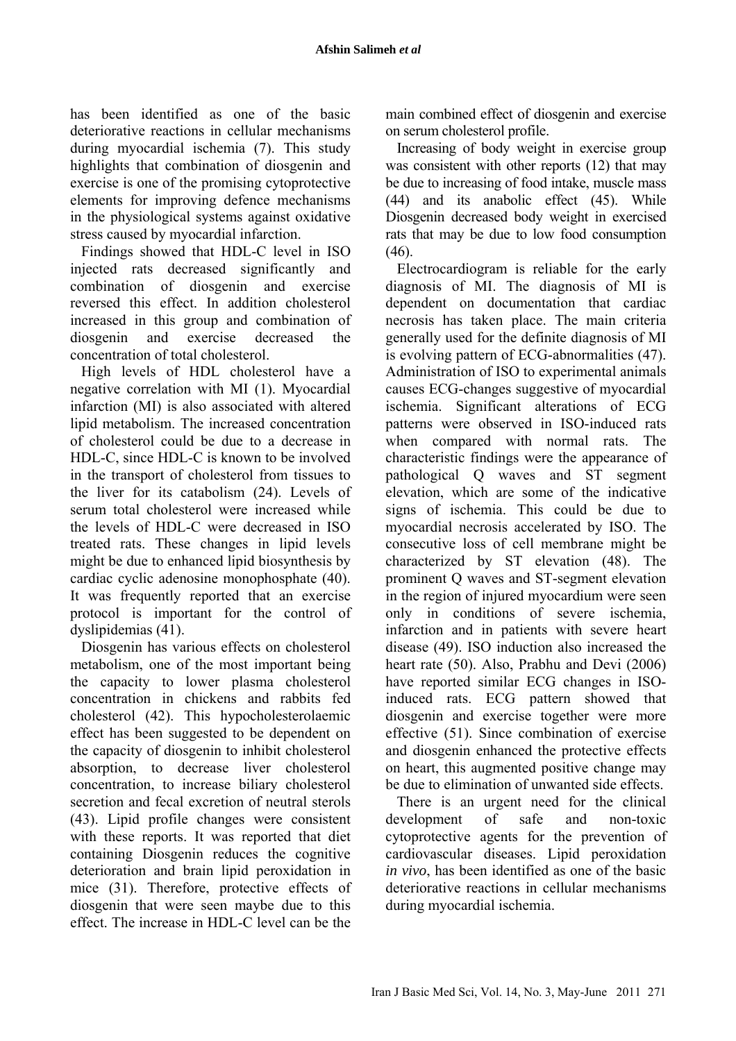has been identified as one of the basic deteriorative reactions in cellular mechanisms during myocardial ischemia (7). This study highlights that combination of diosgenin and exercise is one of the promising cytoprotective elements for improving defence mechanisms in the physiological systems against oxidative stress caused by myocardial infarction.

Findings showed that HDL-C level in ISO injected rats decreased significantly and combination of diosgenin and exercise reversed this effect. In addition cholesterol increased in this group and combination of diosgenin and exercise decreased the concentration of total cholesterol.

High levels of HDL cholesterol have a negative correlation with MI (1). Myocardial infarction (MI) is also associated with altered lipid metabolism. The increased concentration of cholesterol could be due to a decrease in HDL-C, since HDL-C is known to be involved in the transport of cholesterol from tissues to the liver for its catabolism (24). Levels of serum total cholesterol were increased while the levels of HDL-C were decreased in ISO treated rats. These changes in lipid levels might be due to enhanced lipid biosynthesis by cardiac cyclic adenosine monophosphate (40). It was frequently reported that an exercise protocol is important for the control of dyslipidemias (41).

Diosgenin has various effects on cholesterol metabolism, one of the most important being the capacity to lower plasma cholesterol concentration in chickens and rabbits fed cholesterol (42). This hypocholesterolaemic effect has been suggested to be dependent on the capacity of diosgenin to inhibit cholesterol absorption, to decrease liver cholesterol concentration, to increase biliary cholesterol secretion and fecal excretion of neutral sterols (43). Lipid profile changes were consistent with these reports. It was reported that diet containing Diosgenin reduces the cognitive deterioration and brain lipid peroxidation in mice (31). Therefore, protective effects of diosgenin that were seen maybe due to this effect. The increase in HDL-C level can be the main combined effect of diosgenin and exercise on serum cholesterol profile.

Increasing of body weight in exercise group was consistent with other reports (12) that may be due to increasing of food intake, muscle mass (44) and its anabolic effect (45). While Diosgenin decreased body weight in exercised rats that may be due to low food consumption (46).

Electrocardiogram is reliable for the early diagnosis of MI. The diagnosis of MI is dependent on documentation that cardiac necrosis has taken place. The main criteria generally used for the definite diagnosis of MI is evolving pattern of ECG-abnormalities (47). Administration of ISO to experimental animals causes ECG-changes suggestive of myocardial ischemia. Significant alterations of ECG patterns were observed in ISO-induced rats when compared with normal rats. The characteristic findings were the appearance of pathological Q waves and ST segment elevation, which are some of the indicative signs of ischemia. This could be due to myocardial necrosis accelerated by ISO. The consecutive loss of cell membrane might be characterized by ST elevation (48). The prominent Q waves and ST-segment elevation in the region of injured myocardium were seen only in conditions of severe ischemia, infarction and in patients with severe heart disease (49). ISO induction also increased the heart rate (50). Also, Prabhu and Devi (2006) have reported similar ECG changes in ISO-induced rats. ECG pattern showed that diosgenin and exercise together were more effective (51). Since combination of exercise and diosgenin enhanced the protective effects on heart, this augmented positive change may be due to elimination of unwanted side effects.

There is an urgent need for the clinical development of safe and non-toxic cytoprotective agents for the prevention of cardiovascular diseases. Lipid peroxidation *in vivo*, has been identified as one of the basic deteriorative reactions in cellular mechanisms during myocardial ischemia.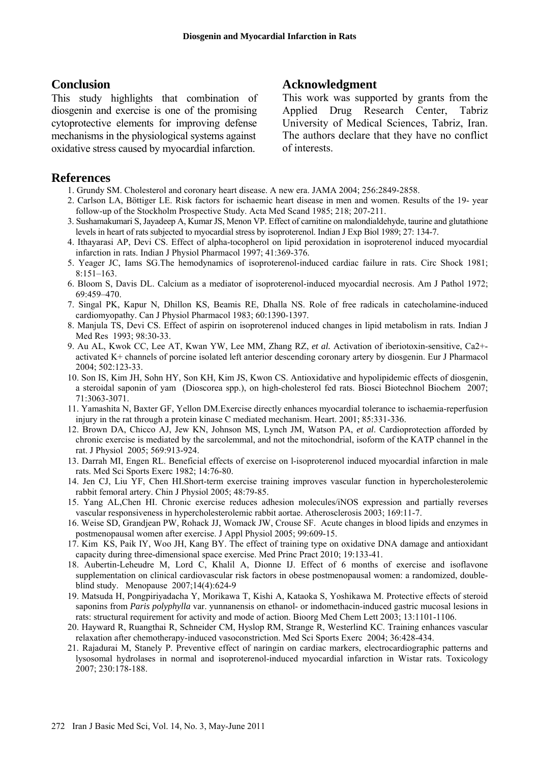## Conclusion

This study highlights that combination of diosgenin and exercise is one of the promising cytoprotective elements for improving defense mechanisms in the physiological systems against oxidative stress caused by myocardial infarction.

## Acknowledgment

This work was supported by grants from the Applied Drug Research Center, Tabriz University of Medical Sciences, Tabriz, Iran. The authors declare that they have no conflict of interests.

## References

1. Grundy SM. Cholesterol and coronary heart disease. A new era. JAMA 2004; 256:2849-2858.
2. Carlson LA, Böttiger LE. Risk factors for ischaemic heart disease in men and women. Results of the 19- year follow-up of the Stockholm Prospective Study. Acta Med Scand 1985; 218; 207-211.
3. Sushamakumari S, Jayadeep A, Kumar JS, Menon VP. Effect of carnitine on malondialdehyde, taurine and glutathione levels in heart of rats subjected to myocardial stress by isoproterenol. Indian J Exp Biol 1989; 27: 134-7.
4. Ithayarasi AP, Devi CS. Effect of alpha-tocopherol on lipid peroxidation in isoproterenol induced myocardial infarction in rats. Indian J Physiol Pharmacol 1997; 41:369-376.
5. Yeager JC, Iams SG.The hemodynamics of isoproterenol-induced cardiac failure in rats. Circ Shock 1981; 8:151–163.
6. Bloom S, Davis DL. Calcium as a mediator of isoproterenol-induced myocardial necrosis. Am J Pathol 1972; 69:459–470.
7. Singal PK, Kapur N, Dhillon KS, Beamis RE, Dhalla NS. Role of free radicals in catecholamine-induced cardiomyopathy. Can J Physiol Pharmacol 1983; 60:1390-1397.
8. Manjula TS, Devi CS. Effect of aspirin on isoproterenol induced changes in lipid metabolism in rats. Indian J Med Res 1993; 98:30-33.
9. Au AL, Kwok CC, Lee AT, Kwan YW, Lee MM, Zhang RZ, *et al.* Activation of iberiotoxin-sensitive, Ca2+-activated K+ channels of porcine isolated left anterior descending coronary artery by diosgenin. Eur J Pharmacol 2004; 502:123-33.
10. Son IS, Kim JH, Sohn HY, Son KH, Kim JS, Kwon CS. Antioxidative and hypolipidemic effects of diosgenin, a steroidal saponin of yam (Dioscorea spp.), on high-cholesterol fed rats. Biosci Biotechnol Biochem 2007; 71:3063-3071.
11. Yamashita N, Baxter GF, Yellon DM.Exercise directly enhances myocardial tolerance to ischaemia-reperfusion injury in the rat through a protein kinase C mediated mechanism. Heart. 2001; 85:331-336.
12. Brown DA, Chicco AJ, Jew KN, Johnson MS, Lynch JM, Watson PA, *et al*. Cardioprotection afforded by chronic exercise is mediated by the sarcolemmal, and not the mitochondrial, isoform of the KATP channel in the rat. J Physiol 2005; 569:913-924.
13. Darrah MI, Engen RL. Beneficial effects of exercise on l-isoproterenol induced myocardial infarction in male rats. Med Sci Sports Exerc 1982; 14:76-80.
14. Jen CJ, Liu YF, Chen HI.Short-term exercise training improves vascular function in hypercholesterolemic rabbit femoral artery. Chin J Physiol 2005; 48:79-85.
15. Yang AL,Chen HI. Chronic exercise reduces adhesion molecules/iNOS expression and partially reverses vascular responsiveness in hypercholesterolemic rabbit aortae. Atherosclerosis 2003; 169:11-7.
16. Weise SD, Grandjean PW, Rohack JJ, Womack JW, Crouse SF. Acute changes in blood lipids and enzymes in postmenopausal women after exercise. J Appl Physiol 2005; 99:609-15.
17. Kim KS, Paik IY, Woo JH, Kang BY. The effect of training type on oxidative DNA damage and antioxidant capacity during three-dimensional space exercise. Med Princ Pract 2010; 19:133-41.
18. Aubertin-Leheudre M, Lord C, Khalil A, Dionne IJ. Effect of 6 months of exercise and isoflavone supplementation on clinical cardiovascular risk factors in obese postmenopausal women: a randomized, double-blind study. Menopause 2007;14(4):624-9
19. Matsuda H, Pongpiriyadacha Y, Morikawa T, Kishi A, Kataoka S, Yoshikawa M. Protective effects of steroid saponins from *Paris polyphylla* var. yunnanensis on ethanol- or indomethacin-induced gastric mucosal lesions in rats: structural requirement for activity and mode of action. Bioorg Med Chem Lett 2003; 13:1101-1106.
20. Hayward R, Ruangthai R, Schneider CM, Hyslop RM, Strange R, Westerlind KC. Training enhances vascular relaxation after chemotherapy-induced vasoconstriction. Med Sci Sports Exerc 2004; 36:428-434.
21. Rajadurai M, Stanely P. Preventive effect of naringin on cardiac markers, electrocardiographic patterns and lysosomal hydrolases in normal and isoproterenol-induced myocardial infarction in Wistar rats. Toxicology 2007; 230:178-188.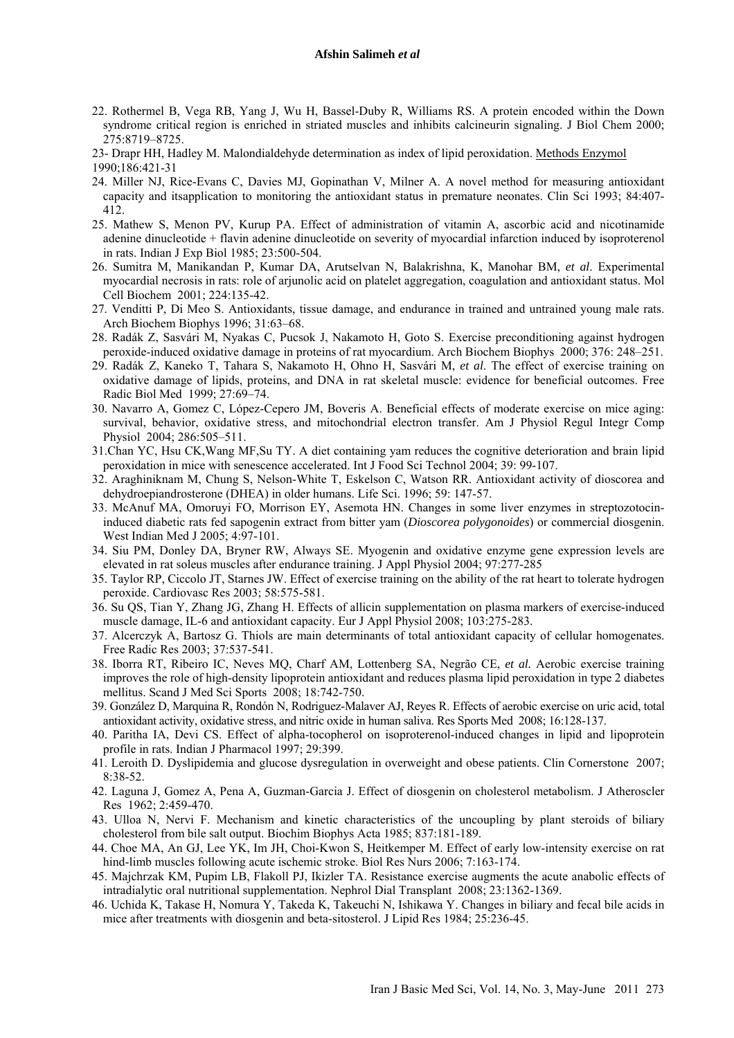22. Rothermel B, Vega RB, Yang J, Wu H, Bassel-Duby R, Williams RS. A protein encoded within the Down syndrome critical region is enriched in striated muscles and inhibits calcineurin signaling. J Biol Chem 2000; 275:8719–8725.

23- Drapr HH, Hadley M. Malondialdehyde determination as index of lipid peroxidation. Methods Enzymol 1990;186:421-31

24. Miller NJ, Rice-Evans C, Davies MJ, Gopinathan V, Milner A. A novel method for measuring antioxidant capacity and itsapplication to monitoring the antioxidant status in premature neonates. Clin Sci 1993; 84:407-412.

25. Mathew S, Menon PV, Kurup PA. Effect of administration of vitamin A, ascorbic acid and nicotinamide adenine dinucleotide + flavin adenine dinucleotide on severity of myocardial infarction induced by isoproterenol in rats. Indian J Exp Biol 1985; 23:500-504.

26. Sumitra M, Manikandan P, Kumar DA, Arutselvan N, Balakrishna, K, Manohar BM, *et al*. Experimental myocardial necrosis in rats: role of arjunolic acid on platelet aggregation, coagulation and antioxidant status. Mol Cell Biochem 2001; 224:135-42.

27. Venditti P, Di Meo S. Antioxidants, tissue damage, and endurance in trained and untrained young male rats. Arch Biochem Biophys 1996; 31:63–68.

28. Radák Z, Sasvári M, Nyakas C, Pucsok J, Nakamoto H, Goto S. Exercise preconditioning against hydrogen peroxide-induced oxidative damage in proteins of rat myocardium. Arch Biochem Biophys 2000; 376: 248–251.

29. Radák Z, Kaneko T, Tahara S, Nakamoto H, Ohno H, Sasvári M, *et al*. The effect of exercise training on oxidative damage of lipids, proteins, and DNA in rat skeletal muscle: evidence for beneficial outcomes. Free Radic Biol Med 1999; 27:69–74.

30. Navarro A, Gomez C, López-Cepero JM, Boveris A. Beneficial effects of moderate exercise on mice aging: survival, behavior, oxidative stress, and mitochondrial electron transfer. Am J Physiol Regul Integr Comp Physiol 2004; 286:505–511.

31.Chan YC, Hsu CK,Wang MF,Su TY. A diet containing yam reduces the cognitive deterioration and brain lipid peroxidation in mice with senescence accelerated. Int J Food Sci Technol 2004; 39: 99-107.

32. Araghiniknam M, Chung S, Nelson-White T, Eskelson C, Watson RR. Antioxidant activity of dioscorea and dehydroepiandrosterone (DHEA) in older humans. Life Sci. 1996; 59: 147-57.

33. McAnuf MA, Omoruyi FO, Morrison EY, Asemota HN. Changes in some liver enzymes in streptozotocin-induced diabetic rats fed sapogenin extract from bitter yam (*Dioscorea polygonoides*) or commercial diosgenin. West Indian Med J 2005; 4:97-101.

34. Siu PM, Donley DA, Bryner RW, Always SE. Myogenin and oxidative enzyme gene expression levels are elevated in rat soleus muscles after endurance training. J Appl Physiol 2004; 97:277-285

35. Taylor RP, Ciccolo JT, Starnes JW. Effect of exercise training on the ability of the rat heart to tolerate hydrogen peroxide. Cardiovasc Res 2003; 58:575-581.

36. Su QS, Tian Y, Zhang JG, Zhang H. Effects of allicin supplementation on plasma markers of exercise-induced muscle damage, IL-6 and antioxidant capacity. Eur J Appl Physiol 2008; 103:275-283.

37. Alcerczyk A, Bartosz G. Thiols are main determinants of total antioxidant capacity of cellular homogenates. Free Radic Res 2003; 37:537-541.

38. Iborra RT, Ribeiro IC, Neves MQ, Charf AM, Lottenberg SA, Negrão CE, *et al.* Aerobic exercise training improves the role of high-density lipoprotein antioxidant and reduces plasma lipid peroxidation in type 2 diabetes mellitus. Scand J Med Sci Sports 2008; 18:742-750.

39. González D, Marquina R, Rondón N, Rodriguez-Malaver AJ, Reyes R. Effects of aerobic exercise on uric acid, total antioxidant activity, oxidative stress, and nitric oxide in human saliva. Res Sports Med 2008; 16:128-137.

40. Paritha IA, Devi CS. Effect of alpha-tocopherol on isoproterenol-induced changes in lipid and lipoprotein profile in rats. Indian J Pharmacol 1997; 29:399.

41. Leroith D. Dyslipidemia and glucose dysregulation in overweight and obese patients. Clin Cornerstone 2007; 8:38-52.

42. Laguna J, Gomez A, Pena A, Guzman-Garcia J. Effect of diosgenin on cholesterol metabolism. J Atheroscler Res 1962; 2:459-470.

43. Ulloa N, Nervi F. Mechanism and kinetic characteristics of the uncoupling by plant steroids of biliary cholesterol from bile salt output. Biochim Biophys Acta 1985; 837:181-189.

44. Choe MA, An GJ, Lee YK, Im JH, Choi-Kwon S, Heitkemper M. Effect of early low-intensity exercise on rat hind-limb muscles following acute ischemic stroke. Biol Res Nurs 2006; 7:163-174.

45. Majchrzak KM, Pupim LB, Flakoll PJ, Ikizler TA. Resistance exercise augments the acute anabolic effects of intradialytic oral nutritional supplementation. Nephrol Dial Transplant 2008; 23:1362-1369.

46. Uchida K, Takase H, Nomura Y, Takeda K, Takeuchi N, Ishikawa Y. Changes in biliary and fecal bile acids in mice after treatments with diosgenin and beta-sitosterol. J Lipid Res 1984; 25:236-45.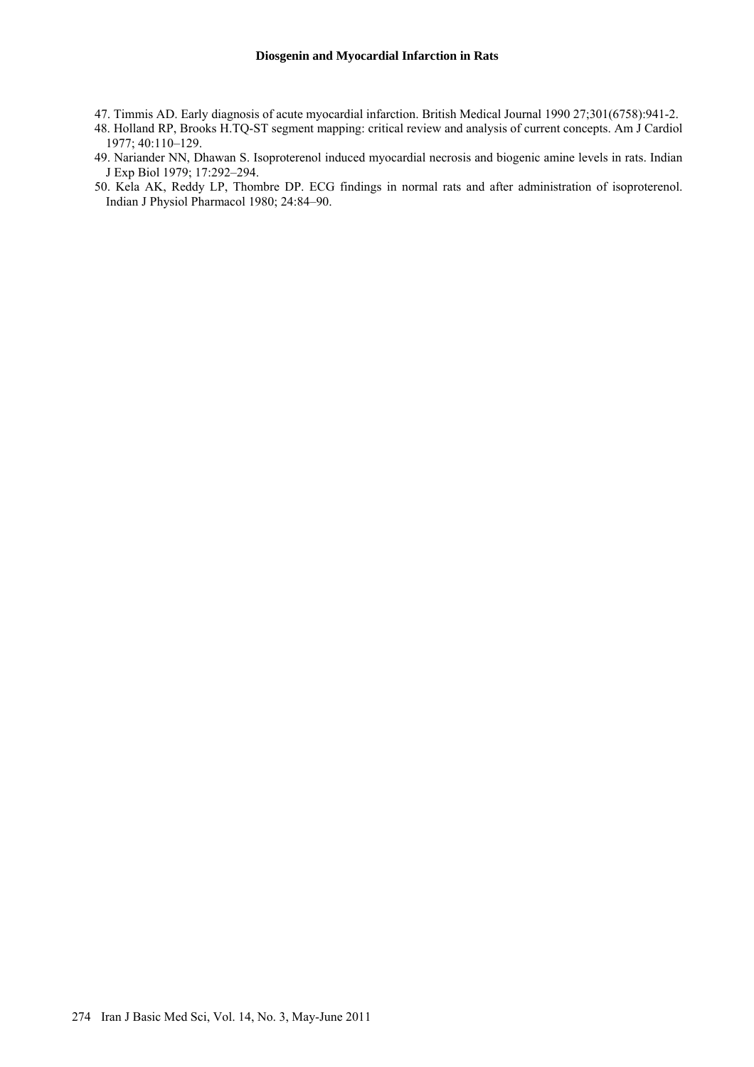47. Timmis AD. Early diagnosis of acute myocardial infarction. British Medical Journal 1990 27;301(6758):941-2.
48. Holland RP, Brooks H.TQ-ST segment mapping: critical review and analysis of current concepts. Am J Cardiol 1977; 40:110–129.
49. Nariander NN, Dhawan S. Isoproterenol induced myocardial necrosis and biogenic amine levels in rats. Indian J Exp Biol 1979; 17:292–294.
50. Kela AK, Reddy LP, Thombre DP. ECG findings in normal rats and after administration of isoproterenol. Indian J Physiol Pharmacol 1980; 24:84–90.